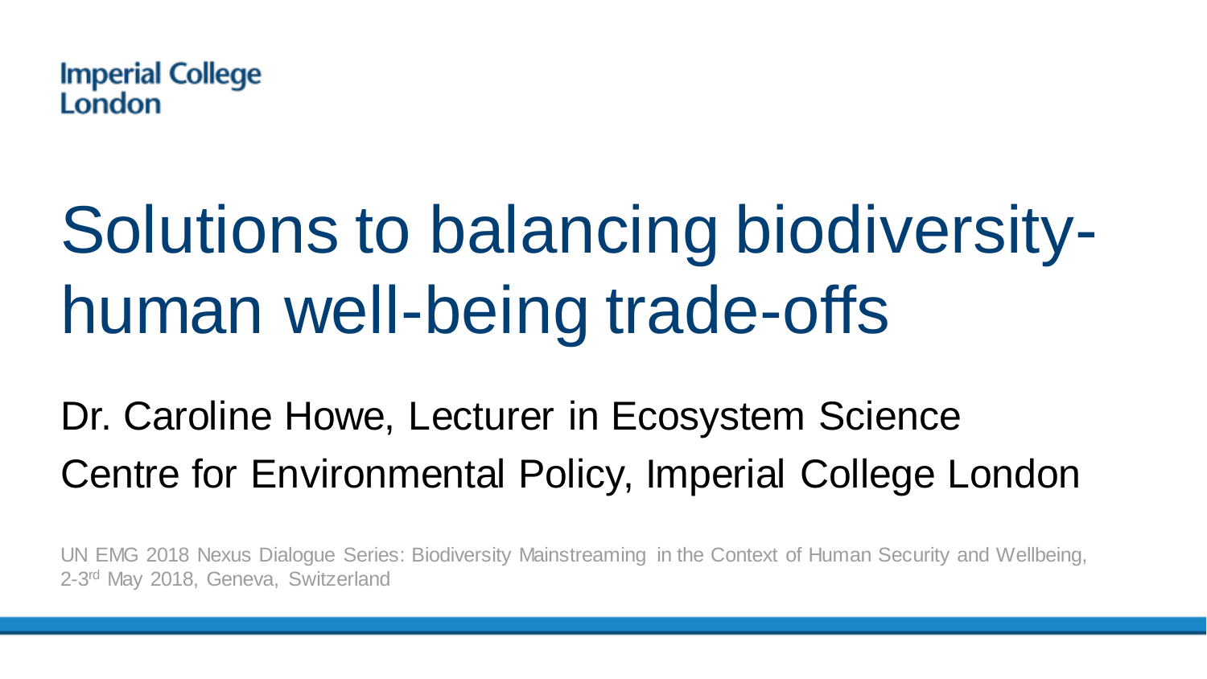Imperial College London

# Solutions to balancing biodiversity-human well-being trade-offs

Dr. Caroline Howe, Lecturer in Ecosystem Science

Centre for Environmental Policy, Imperial College London

UN EMG 2018 Nexus Dialogue Series: Biodiversity Mainstreaming in the Context of Human Security and Wellbeing, 2-3rd May 2018, Geneva, Switzerland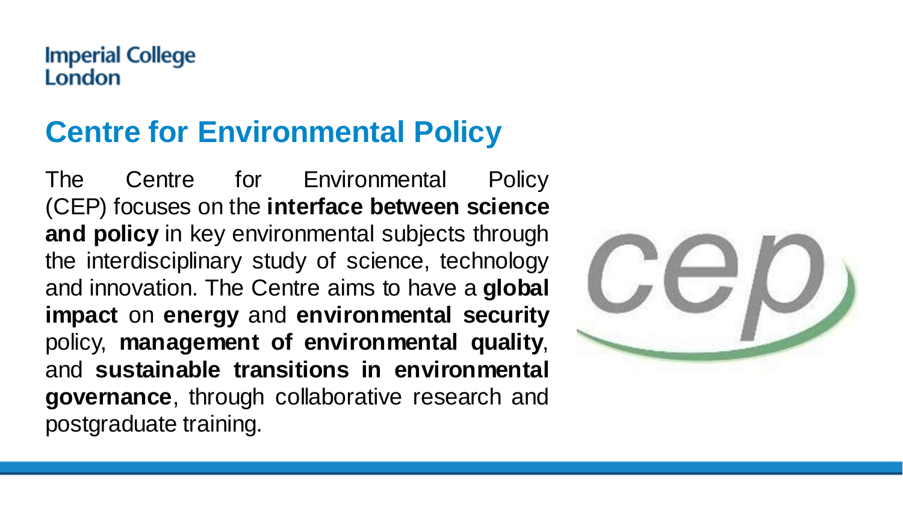Imperial College London

## Centre for Environmental Policy

The Centre for Environmental Policy (CEP) focuses on the **interface between science and policy** in key environmental subjects through the interdisciplinary study of science, technology and innovation. The Centre aims to have a **global impact** on **energy** and **environmental security** policy, **management of environmental quality**, and **sustainable transitions in environmental governance**, through collaborative research and postgraduate training.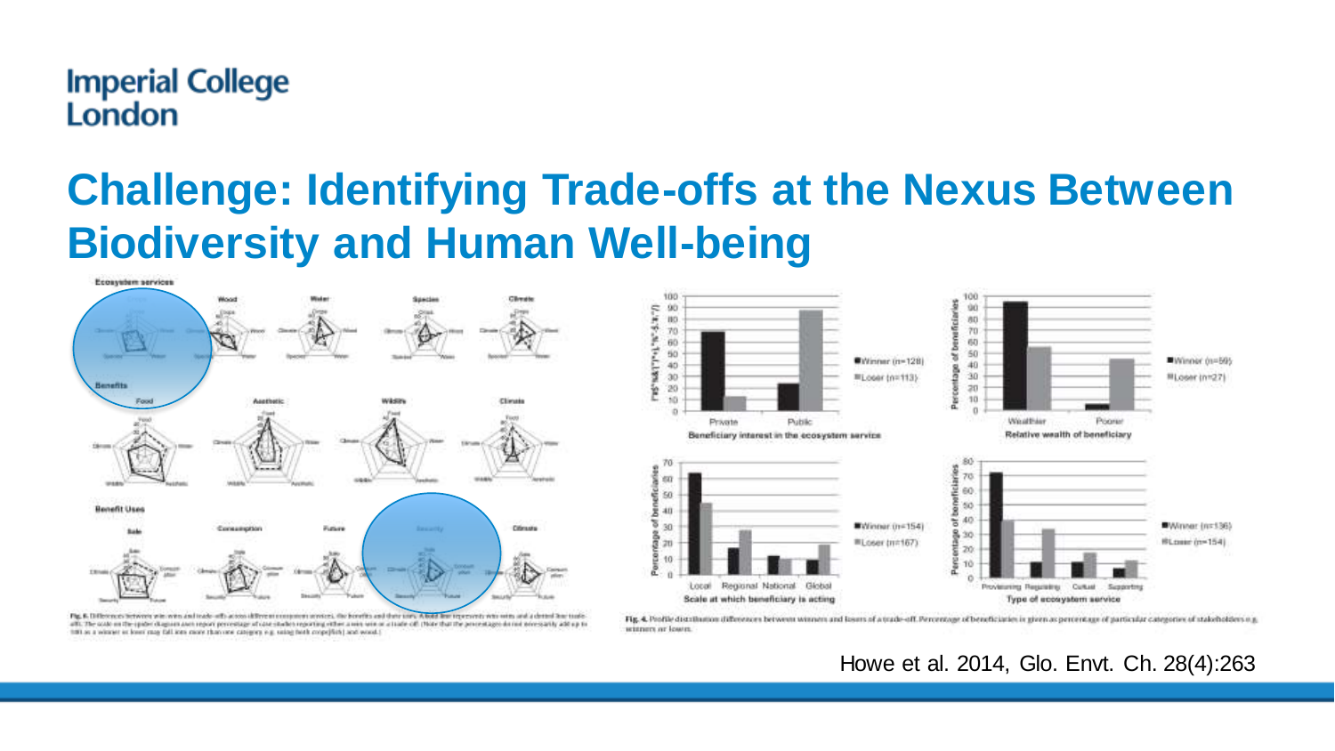## Challenge: Identifying Trade-offs at the Nexus Between Biodiversity and Human Well-being

Howe et al. 2014, Glo. Envt. Ch. 28(4):263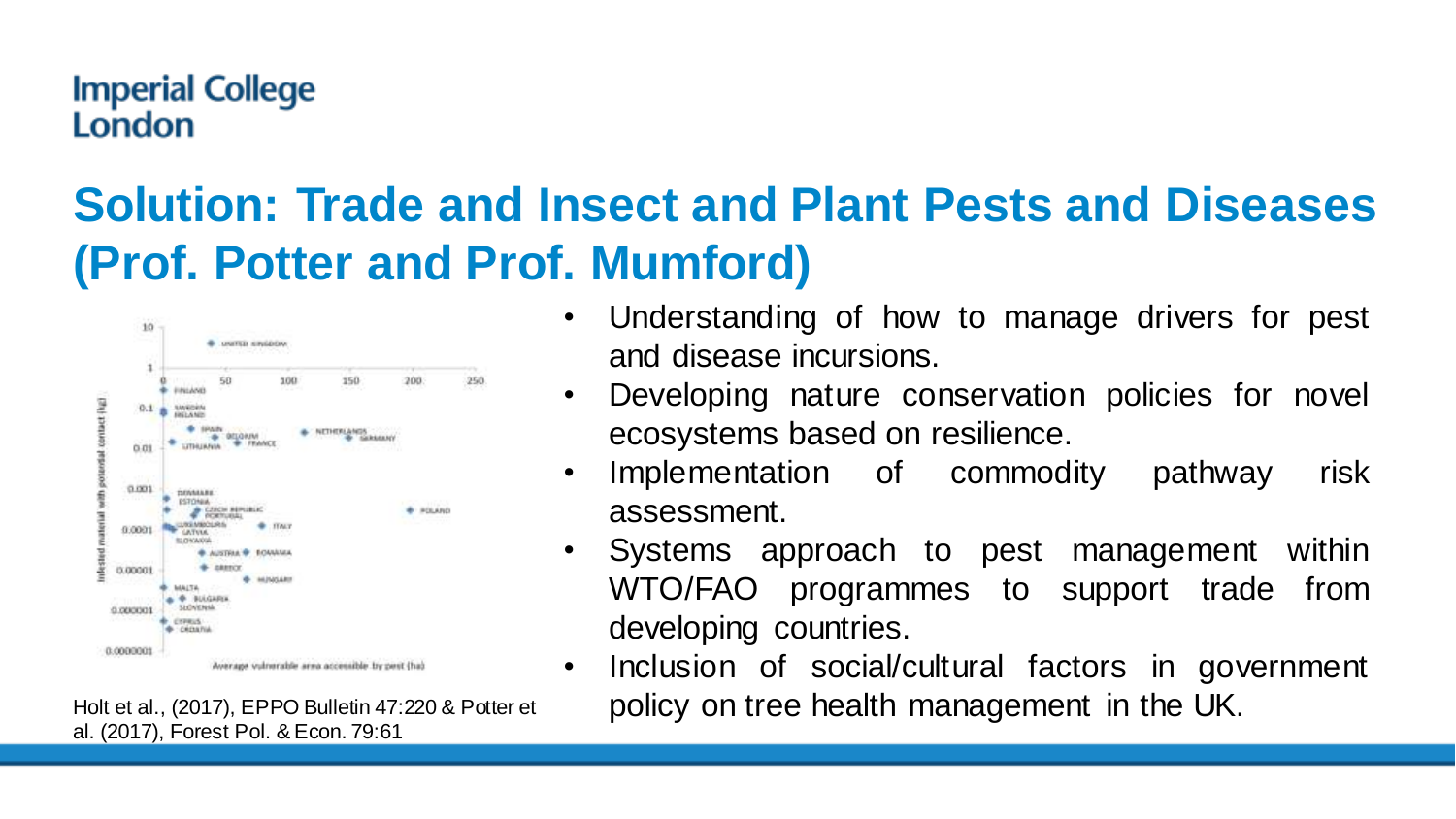# Solution: Trade and Insect and Plant Pests and Diseases (Prof. Potter and Prof. Mumford)

Holt et al., (2017), EPPO Bulletin 47:220 & Potter et al. (2017), Forest Pol. & Econ. 79:61

- Understanding of how to manage drivers for pest and disease incursions.
- Developing nature conservation policies for novel ecosystems based on resilience.
- Implementation of commodity pathway risk assessment.
- Systems approach to pest management within WTO/FAO programmes to support trade from developing countries.
- Inclusion of social/cultural factors in government policy on tree health management in the UK.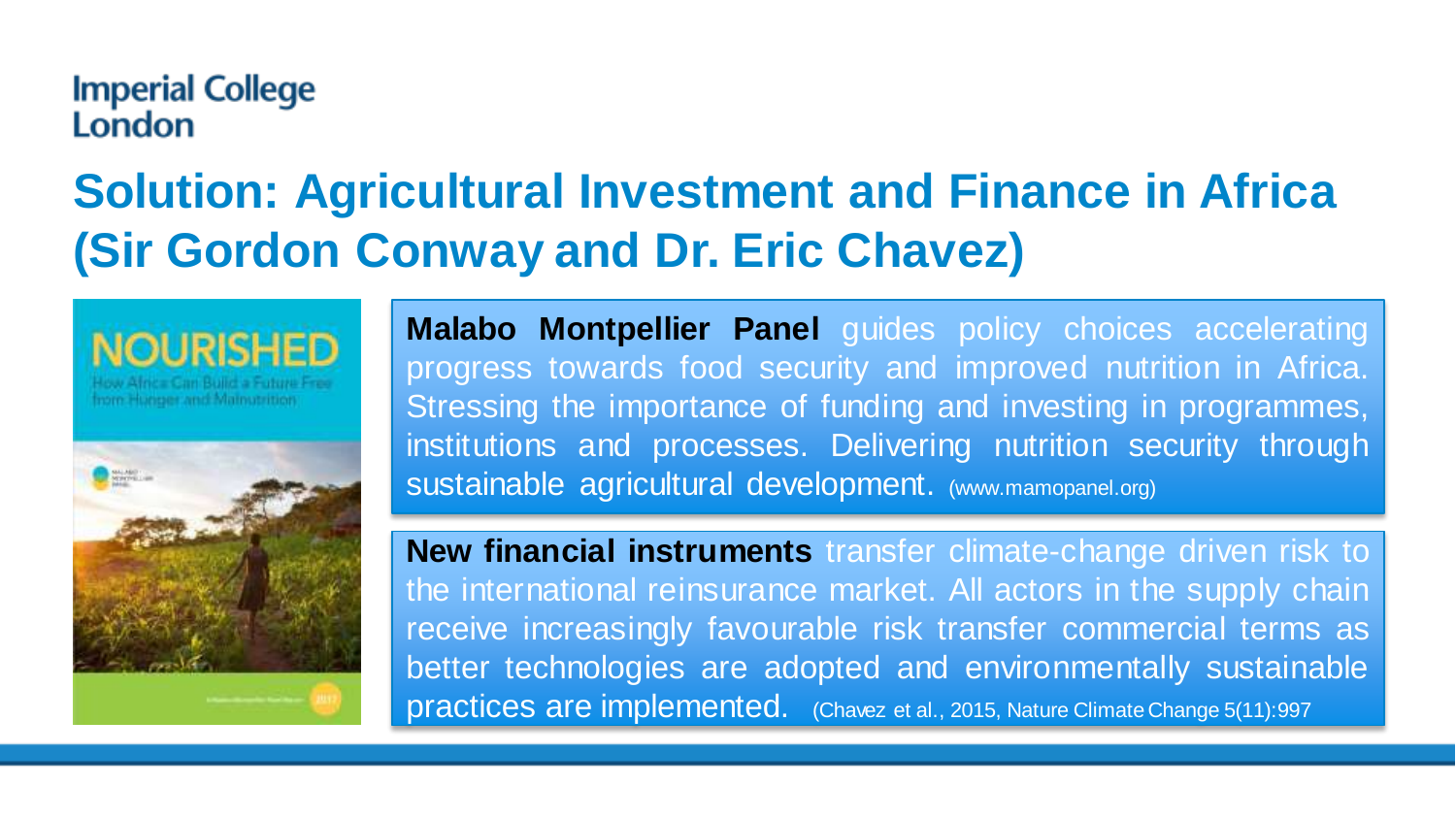# Solution: Agricultural Investment and Finance in Africa (Sir Gordon Conway and Dr. Eric Chavez)

**Malabo Montpellier Panel** guides policy choices accelerating progress towards food security and improved nutrition in Africa. Stressing the importance of funding and investing in programmes, institutions and processes. Delivering nutrition security through sustainable agricultural development. (www.mamopanel.org)

**New financial instruments** transfer climate-change driven risk to the international reinsurance market. All actors in the supply chain receive increasingly favourable risk transfer commercial terms as better technologies are adopted and environmentally sustainable practices are implemented. (Chavez et al., 2015, Nature Climate Change 5(11):997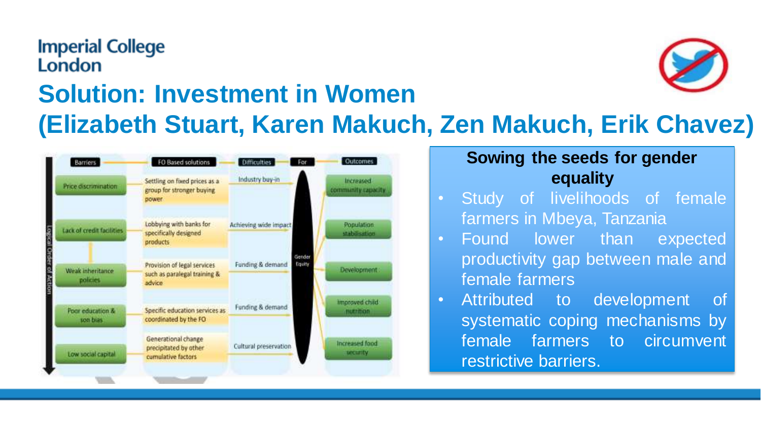# Solution: Investment in Women
# (Elizabeth Stuart, Karen Makuch, Zen Makuch, Erik Chavez)

| Barriers | FO Based solutions | Difficulties | For | Outcomes |
| --- | --- | --- | --- | --- |
| Price discrimination | Settling on fixed prices as a group for stronger buying power | Industry buy-in | Gender Equity | Increased community capacity |
| Lack of credit facilities | Lobbying with banks for specifically designed products | Achieving wide impact | | Population stabilisation |
| Weak inheritance policies | Provision of legal services such as paralegal training & advice | Funding & demand | | Development |
| Poor education & son bias | Specific education services as coordinated by the FO | Funding & demand | | Improved child nutrition |
| Low social capital | Generational change precipitated by other cumulative factors | Cultural preservation | | Increased food security |

Logical Order of Action

**Sowing the seeds for gender equality**

- Study of livelihoods of female farmers in Mbeya, Tanzania
- Found lower than expected productivity gap between male and female farmers
- Attributed to development of systematic coping mechanisms by female farmers to circumvent restrictive barriers.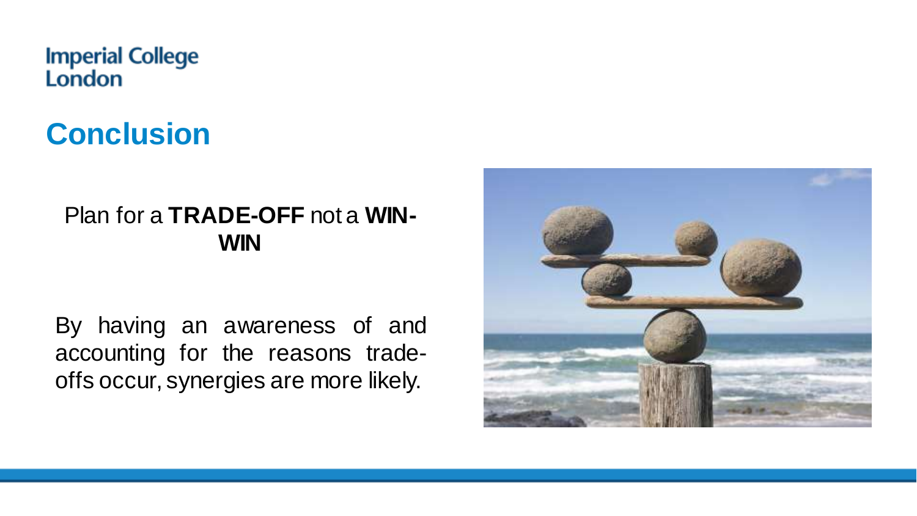# Conclusion

Plan for a **TRADE-OFF** not a **WIN-WIN**

By having an awareness of and accounting for the reasons trade-offs occur, synergies are more likely.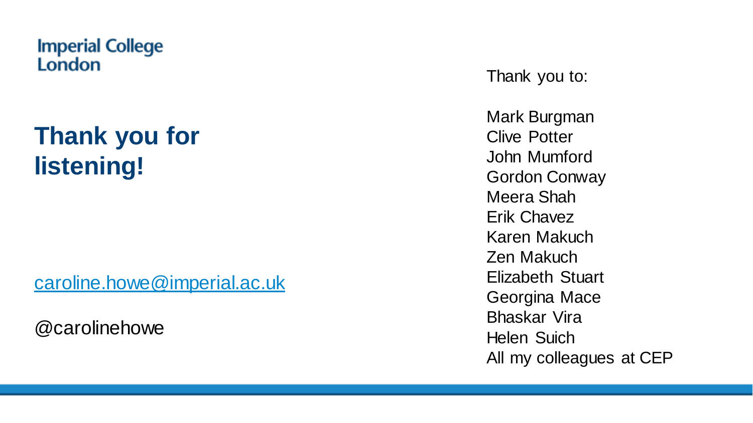Imperial College London

# Thank you for listening!

caroline.howe@imperial.ac.uk

@carolinehowe

Thank you to:

Mark Burgman
Clive Potter
John Mumford
Gordon Conway
Meera Shah
Erik Chavez
Karen Makuch
Zen Makuch
Elizabeth Stuart
Georgina Mace
Bhaskar Vira
Helen Suich
All my colleagues at CEP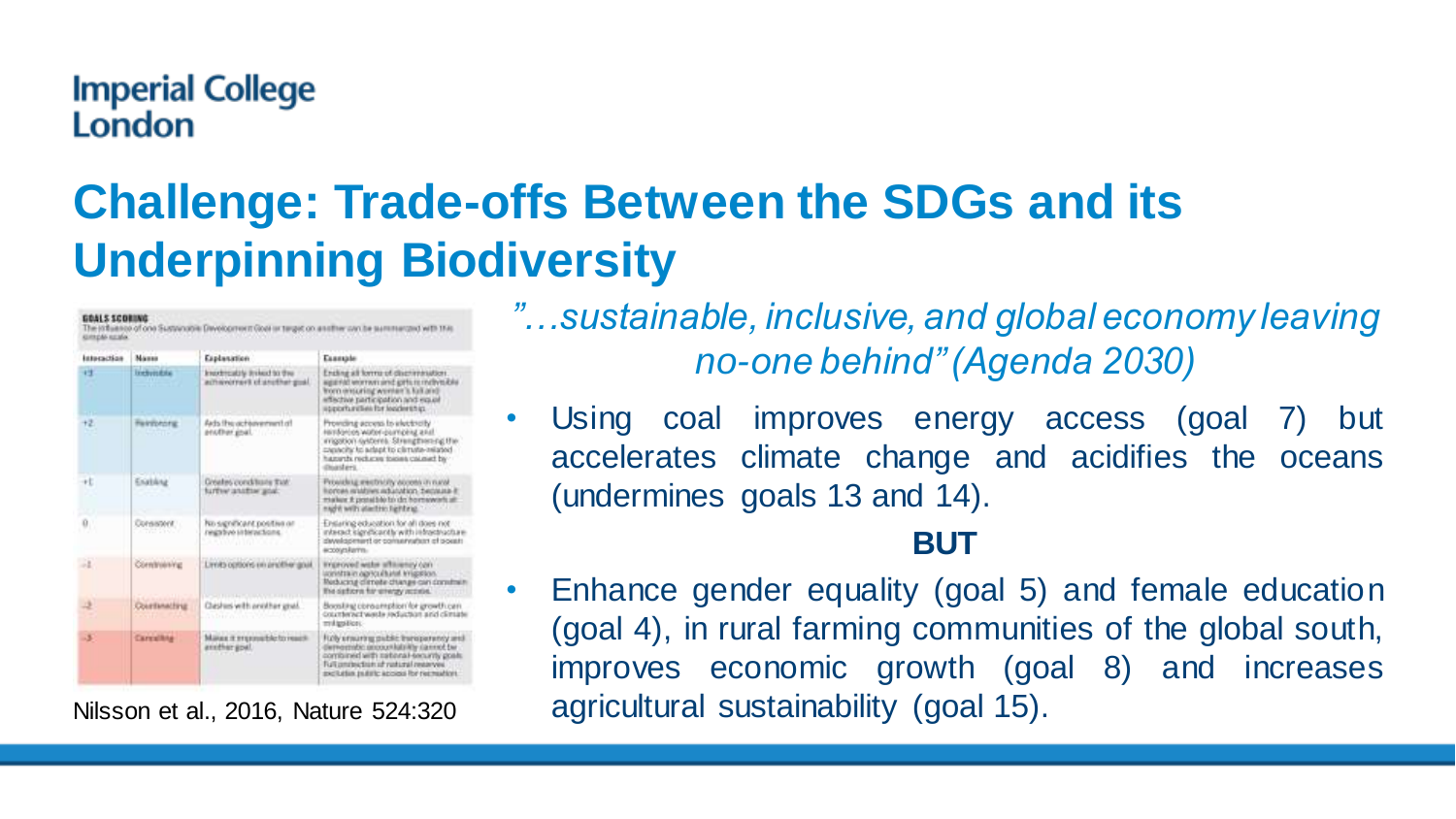# Challenge: Trade-offs Between the SDGs and its Underpinning Biodiversity

**GOALS SCORING**

The influence of one Sustainable Development Goal or target on another can be summarized with this simple scale.

| Interaction | Name | Explanation | Example |
|---|---|---|---|
| +3 | Indivisible | Inextricably linked to the achievement of another goal. | Ending all forms of discrimination against women and girls is indivisible from ensuring women's full and effective participation and equal opportunities for leadership. |
| +2 | Reinforcing | Aids the achievement of another goal. | Providing access to electricity reinforces water-pumping and irrigation systems. Strengthening the capacity to adapt to climate-related hazards reduces losses caused by disasters. |
| +1 | Enabling | Creates conditions that further another goal. | Providing electricity access in rural homes enables education, because it makes it possible to do homework at night with electric lighting. |
| 0 | Consistent | No significant positive or negative interactions. | Ensuring education for all does not interact significantly with infrastructure development or conservation of ocean ecosystems. |
| -1 | Constraining | Limits options on another goal. | Improved water efficiency can constrain agricultural irrigation. Reducing climate change can constrain the options for energy access. |
| -2 | Counteracting | Clashes with another goal. | Boosting consumption for growth can counteract waste reduction and climate mitigation. |
| -3 | Cancelling | Makes it impossible to reach another goal. | Fully ensuring public transparency and democratic accountability cannot be combined with national-security goals. Full protection of natural reserves excludes public access for recreation. |

Nilsson et al., 2016, Nature 524:320

*"…sustainable, inclusive, and global economy leaving no-one behind" (Agenda 2030)*

- Using coal improves energy access (goal 7) but accelerates climate change and acidifies the oceans (undermines goals 13 and 14).

**BUT**

- Enhance gender equality (goal 5) and female education (goal 4), in rural farming communities of the global south, improves economic growth (goal 8) and increases agricultural sustainability (goal 15).